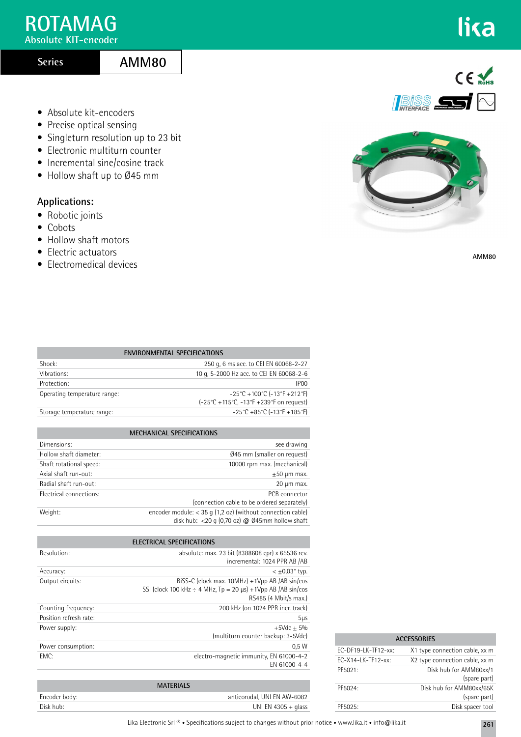# ROTAMAG

Absolute KIT-encoder

Series **AMM80**

- Absolute kit-encoders
- Precise optical sensing
- Singleturn resolution up to 23 bit
- Electronic multiturn counter
- Incremental sine/cosine track
- Hollow shaft up to Ø45 mm

## Applications:

- Robotic joints
- Cobots
- Hollow shaft motors
- Electric actuators
- Electromedical devices

AMM80

| ENVIRONMENTAL SPECIFICATIONS | |
|---|---|
| Shock: | 250 g, 6 ms acc. to CEI EN 60068-2-27 |
| Vibrations: | 10 g, 5-2000 Hz acc. to CEI EN 60068-2-6 |
| Protection: | IP00 |
| Operating temperature range: | -25°C +100°C (-13°F +212°F) (-25°C +115°C, -13°F +239°F on request) |
| Storage temperature range: | -25°C +85°C (-13°F +185°F) |

| MECHANICAL SPECIFICATIONS | |
|---|---|
| Dimensions: | see drawing |
| Hollow shaft diameter: | Ø45 mm (smaller on request) |
| Shaft rotational speed: | 10000 rpm max. (mechanical) |
| Axial shaft run-out: | ±50 µm max. |
| Radial shaft run-out: | 20 µm max. |
| Electrical connections: | PCB connector (connection cable to be ordered separately) |
| Weight: | encoder module: < 35 g (1,2 oz) (without connection cable) disk hub: <20 g (0,70 oz) @ Ø45mm hollow shaft |

| ELECTRICAL SPECIFICATIONS | |
|---|---|
| Resolution: | absolute: max. 23 bit (8388608 cpr) x 65536 rev. incremental: 1024 PPR AB /AB |
| Accuracy: | < ±0,03° typ. |
| Output circuits: | BiSS-C (clock max. 10MHz) +1Vpp AB /AB sin/cos SSI (clock 100 kHz ÷ 4 MHz, Tp = 20 µs) +1Vpp AB /AB sin/cos RS485 (4 Mbit/s max.) |
| Counting frequency: | 200 kHz (on 1024 PPR incr. track) |
| Position refresh rate: | 5µs |
| Power supply: | +5Vdc ± 5% (multiturn counter backup: 3-5Vdc) |
| Power consumption: | 0,5 W |
| EMC: | electro-magnetic immunity, EN 61000-4-2 EN 61000-4-4 |

| MATERIALS | |
|---|---|
| Encoder body: | anticorodal, UNI EN AW-6082 |
| Disk hub: | UNI EN 4305 + glass |

| ACCESSORIES | |
|---|---|
| EC-DF19-LK-TF12-xx: | X1 type connection cable, xx m |
| EC-X14-LK-TF12-xx: | X2 type connection cable, xx m |
| PF5021: | Disk hub for AMM80xx/1 (spare part) |
| PF5024: | Disk hub for AMM80xx/65K (spare part) |
| PF5025: | Disk spacer tool |

Lika Electronic Srl ® • Specifications subject to changes without prior notice • www.lika.it • info@lika.it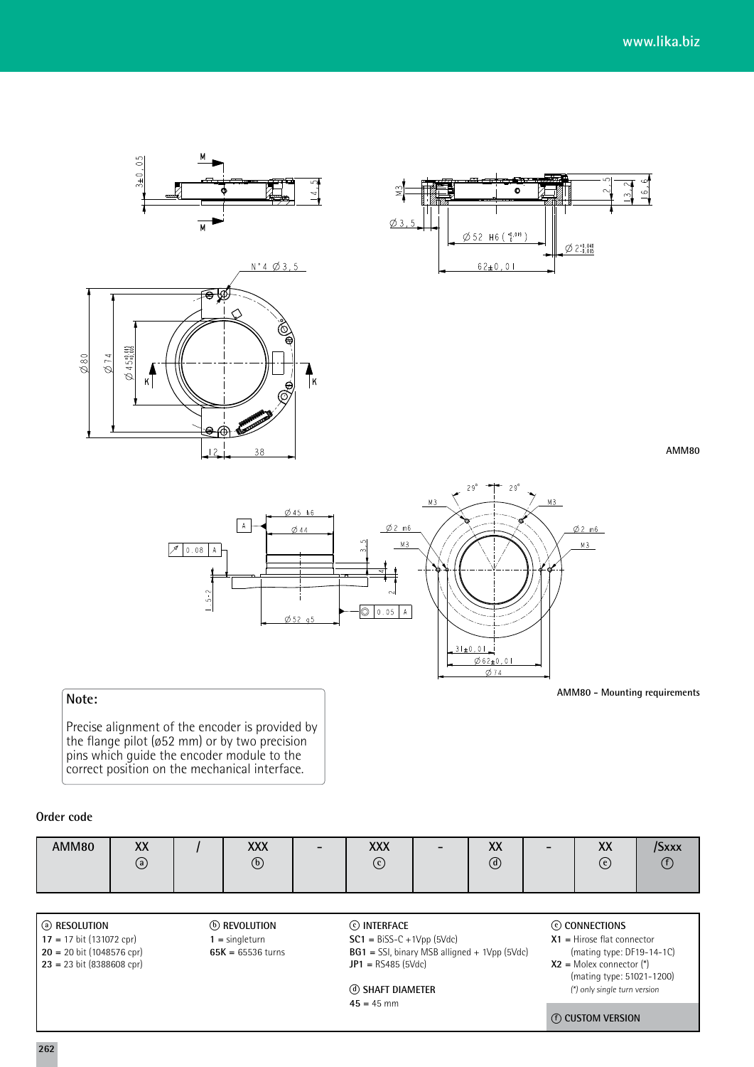AMM80

AMM80 - Mounting requirements

**Note:**

Precise alignment of the encoder is provided by the flange pilot (ø52 mm) or by two precision pins which guide the encoder module to the correct position on the mechanical interface.

## Order code

| AMM80 | XX (a) | / | XXX (b) | - | XXX (c) | - | XX (d) | - | XX (e) | /Sxxx (f) |
|---|---|---|---|---|---|---|---|---|---|---|

(a) **RESOLUTION**
**17** = 17 bit (131072 cpr)
**20** = 20 bit (1048576 cpr)
**23** = 23 bit (8388608 cpr)

(b) **REVOLUTION**
**1** = singleturn
**65K** = 65536 turns

(c) **INTERFACE**
**SC1** = BiSS-C +1Vpp (5Vdc)
**BG1** = SSI, binary MSB alligned + 1Vpp (5Vdc)
**JP1** = RS485 (5Vdc)

(d) **SHAFT DIAMETER**
**45** = 45 mm

(e) **CONNECTIONS**
**X1** = Hirose flat connector (mating type: DF19-14-1C)
**X2** = Molex connector (*) (mating type: 51021-1200)
*(*) only single turn version*

(f) **CUSTOM VERSION**